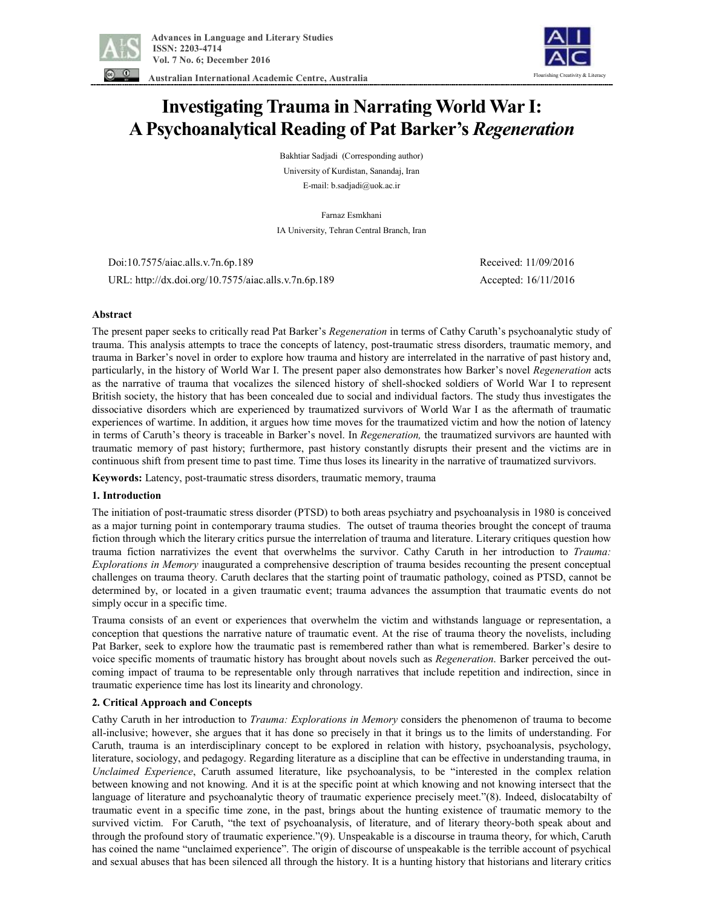# Investigating Trauma in Narrating World War I: A Psychoanalytical Reading of Pat Barker's *Regeneration*

Bakhtiar Sadjadi (Corresponding author)

University of Kurdistan, Sanandaj, Iran

E-mail: b.sadjadi@uok.ac.ir

Farnaz Esmkhani

IA University, Tehran Central Branch, Iran

Doi:10.7575/aiac.alls.v.7n.6p.189

URL: http://dx.doi.org/10.7575/aiac.alls.v.7n.6p.189

Received: 11/09/2016

Accepted: 16/11/2016

## Abstract

The present paper seeks to critically read Pat Barker's *Regeneration* in terms of Cathy Caruth's psychoanalytic study of trauma. This analysis attempts to trace the concepts of latency, post-traumatic stress disorders, traumatic memory, and trauma in Barker's novel in order to explore how trauma and history are interrelated in the narrative of past history and, particularly, in the history of World War I. The present paper also demonstrates how Barker's novel *Regeneration* acts as the narrative of trauma that vocalizes the silenced history of shell-shocked soldiers of World War I to represent British society, the history that has been concealed due to social and individual factors. The study thus investigates the dissociative disorders which are experienced by traumatized survivors of World War I as the aftermath of traumatic experiences of wartime. In addition, it argues how time moves for the traumatized victim and how the notion of latency in terms of Caruth's theory is traceable in Barker's novel. In *Regeneration,* the traumatized survivors are haunted with traumatic memory of past history; furthermore, past history constantly disrupts their present and the victims are in continuous shift from present time to past time. Time thus loses its linearity in the narrative of traumatized survivors.

**Keywords:** Latency, post-traumatic stress disorders, traumatic memory, trauma

## 1. Introduction

The initiation of post-traumatic stress disorder (PTSD) to both areas psychiatry and psychoanalysis in 1980 is conceived as a major turning point in contemporary trauma studies. The outset of trauma theories brought the concept of trauma fiction through which the literary critics pursue the interrelation of trauma and literature. Literary critiques question how trauma fiction narrativizes the event that overwhelms the survivor. Cathy Caruth in her introduction to *Trauma: Explorations in Memory* inaugurated a comprehensive description of trauma besides recounting the present conceptual challenges on trauma theory. Caruth declares that the starting point of traumatic pathology, coined as PTSD, cannot be determined by, or located in a given traumatic event; trauma advances the assumption that traumatic events do not simply occur in a specific time.

Trauma consists of an event or experiences that overwhelm the victim and withstands language or representation, a conception that questions the narrative nature of traumatic event. At the rise of trauma theory the novelists, including Pat Barker, seek to explore how the traumatic past is remembered rather than what is remembered. Barker's desire to voice specific moments of traumatic history has brought about novels such as *Regeneration*. Barker perceived the out-coming impact of trauma to be representable only through narratives that include repetition and indirection, since in traumatic experience time has lost its linearity and chronology.

## 2. Critical Approach and Concepts

Cathy Caruth in her introduction to *Trauma: Explorations in Memory* considers the phenomenon of trauma to become all-inclusive; however, she argues that it has done so precisely in that it brings us to the limits of understanding. For Caruth, trauma is an interdisciplinary concept to be explored in relation with history, psychoanalysis, psychology, literature, sociology, and pedagogy. Regarding literature as a discipline that can be effective in understanding trauma, in *Unclaimed Experience*, Caruth assumed literature, like psychoanalysis, to be "interested in the complex relation between knowing and not knowing. And it is at the specific point at which knowing and not knowing intersect that the language of literature and psychoanalytic theory of traumatic experience precisely meet."(8). Indeed, dislocatabilty of traumatic event in a specific time zone, in the past, brings about the hunting existence of traumatic memory to the survived victim. For Caruth, "the text of psychoanalysis, of literature, and of literary theory-both speak about and through the profound story of traumatic experience."(9). Unspeakable is a discourse in trauma theory, for which, Caruth has coined the name "unclaimed experience". The origin of discourse of unspeakable is the terrible account of psychical and sexual abuses that has been silenced all through the history. It is a hunting history that historians and literary critics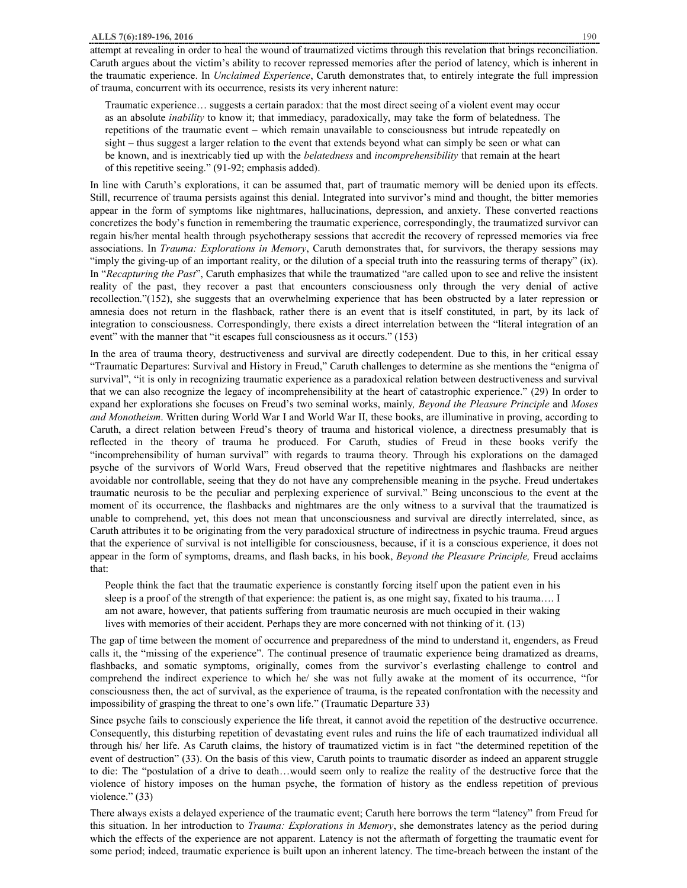attempt at revealing in order to heal the wound of traumatized victims through this revelation that brings reconciliation. Caruth argues about the victim's ability to recover repressed memories after the period of latency, which is inherent in the traumatic experience. In *Unclaimed Experience*, Caruth demonstrates that, to entirely integrate the full impression of trauma, concurrent with its occurrence, resists its very inherent nature:

> Traumatic experience… suggests a certain paradox: that the most direct seeing of a violent event may occur as an absolute *inability* to know it; that immediacy, paradoxically, may take the form of belatedness. The repetitions of the traumatic event – which remain unavailable to consciousness but intrude repeatedly on sight – thus suggest a larger relation to the event that extends beyond what can simply be seen or what can be known, and is inextricably tied up with the *belatedness* and *incomprehensibility* that remain at the heart of this repetitive seeing." (91-92; emphasis added).

In line with Caruth's explorations, it can be assumed that, part of traumatic memory will be denied upon its effects. Still, recurrence of trauma persists against this denial. Integrated into survivor's mind and thought, the bitter memories appear in the form of symptoms like nightmares, hallucinations, depression, and anxiety. These converted reactions concretizes the body's function in remembering the traumatic experience, correspondingly, the traumatized survivor can regain his/her mental health through psychotherapy sessions that accredit the recovery of repressed memories via free associations. In *Trauma: Explorations in Memory*, Caruth demonstrates that, for survivors, the therapy sessions may "imply the giving-up of an important reality, or the dilution of a special truth into the reassuring terms of therapy" (ix). In "*Recapturing the Past*", Caruth emphasizes that while the traumatized "are called upon to see and relive the insistent reality of the past, they recover a past that encounters consciousness only through the very denial of active recollection."(152), she suggests that an overwhelming experience that has been obstructed by a later repression or amnesia does not return in the flashback, rather there is an event that is itself constituted, in part, by its lack of integration to consciousness. Correspondingly, there exists a direct interrelation between the "literal integration of an event" with the manner that "it escapes full consciousness as it occurs." (153)

In the area of trauma theory, destructiveness and survival are directly codependent. Due to this, in her critical essay "Traumatic Departures: Survival and History in Freud," Caruth challenges to determine as she mentions the "enigma of survival", "it is only in recognizing traumatic experience as a paradoxical relation between destructiveness and survival that we can also recognize the legacy of incomprehensibility at the heart of catastrophic experience." (29) In order to expand her explorations she focuses on Freud's two seminal works, mainly*, Beyond the Pleasure Principle* and *Moses and Monotheism*. Written during World War I and World War II, these books, are illuminative in proving, according to Caruth, a direct relation between Freud's theory of trauma and historical violence, a directness presumably that is reflected in the theory of trauma he produced. For Caruth, studies of Freud in these books verify the "incomprehensibility of human survival" with regards to trauma theory. Through his explorations on the damaged psyche of the survivors of World Wars, Freud observed that the repetitive nightmares and flashbacks are neither avoidable nor controllable, seeing that they do not have any comprehensible meaning in the psyche. Freud undertakes traumatic neurosis to be the peculiar and perplexing experience of survival." Being unconscious to the event at the moment of its occurrence, the flashbacks and nightmares are the only witness to a survival that the traumatized is unable to comprehend, yet, this does not mean that unconsciousness and survival are directly interrelated, since, as Caruth attributes it to be originating from the very paradoxical structure of indirectness in psychic trauma. Freud argues that the experience of survival is not intelligible for consciousness, because, if it is a conscious experience, it does not appear in the form of symptoms, dreams, and flash backs, in his book, *Beyond the Pleasure Principle,* Freud acclaims that:

> People think the fact that the traumatic experience is constantly forcing itself upon the patient even in his sleep is a proof of the strength of that experience: the patient is, as one might say, fixated to his trauma…. I am not aware, however, that patients suffering from traumatic neurosis are much occupied in their waking lives with memories of their accident. Perhaps they are more concerned with not thinking of it. (13)

The gap of time between the moment of occurrence and preparedness of the mind to understand it, engenders, as Freud calls it, the "missing of the experience". The continual presence of traumatic experience being dramatized as dreams, flashbacks, and somatic symptoms, originally, comes from the survivor's everlasting challenge to control and comprehend the indirect experience to which he/ she was not fully awake at the moment of its occurrence, "for consciousness then, the act of survival, as the experience of trauma, is the repeated confrontation with the necessity and impossibility of grasping the threat to one's own life." (Traumatic Departure 33)

Since psyche fails to consciously experience the life threat, it cannot avoid the repetition of the destructive occurrence. Consequently, this disturbing repetition of devastating event rules and ruins the life of each traumatized individual all through his/ her life. As Caruth claims, the history of traumatized victim is in fact "the determined repetition of the event of destruction" (33). On the basis of this view, Caruth points to traumatic disorder as indeed an apparent struggle to die: The "postulation of a drive to death…would seem only to realize the reality of the destructive force that the violence of history imposes on the human psyche, the formation of history as the endless repetition of previous violence." (33)

There always exists a delayed experience of the traumatic event; Caruth here borrows the term "latency" from Freud for this situation. In her introduction to *Trauma: Explorations in Memory*, she demonstrates latency as the period during which the effects of the experience are not apparent. Latency is not the aftermath of forgetting the traumatic event for some period; indeed, traumatic experience is built upon an inherent latency. The time-breach between the instant of the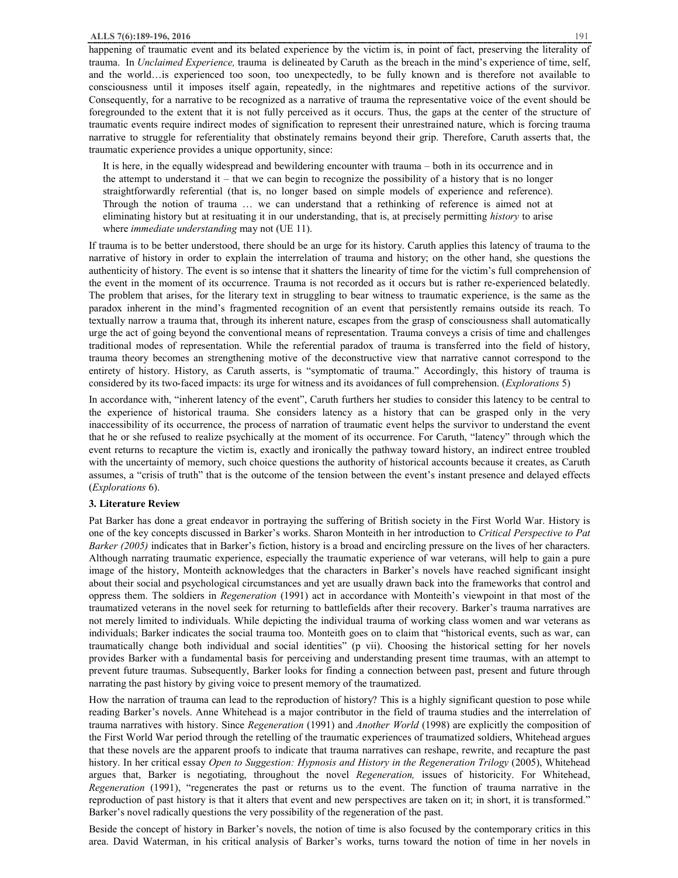happening of traumatic event and its belated experience by the victim is, in point of fact, preserving the literality of trauma. In *Unclaimed Experience,* trauma is delineated by Caruth as the breach in the mind's experience of time, self, and the world…is experienced too soon, too unexpectedly, to be fully known and is therefore not available to consciousness until it imposes itself again, repeatedly, in the nightmares and repetitive actions of the survivor. Consequently, for a narrative to be recognized as a narrative of trauma the representative voice of the event should be foregrounded to the extent that it is not fully perceived as it occurs. Thus, the gaps at the center of the structure of traumatic events require indirect modes of signification to represent their unrestrained nature, which is forcing trauma narrative to struggle for referentiality that obstinately remains beyond their grip. Therefore, Caruth asserts that, the traumatic experience provides a unique opportunity, since:

> It is here, in the equally widespread and bewildering encounter with trauma – both in its occurrence and in the attempt to understand it – that we can begin to recognize the possibility of a history that is no longer straightforwardly referential (that is, no longer based on simple models of experience and reference). Through the notion of trauma … we can understand that a rethinking of reference is aimed not at eliminating history but at resituating it in our understanding, that is, at precisely permitting *history* to arise where *immediate understanding* may not (UE 11).

If trauma is to be better understood, there should be an urge for its history. Caruth applies this latency of trauma to the narrative of history in order to explain the interrelation of trauma and history; on the other hand, she questions the authenticity of history. The event is so intense that it shatters the linearity of time for the victim's full comprehension of the event in the moment of its occurrence. Trauma is not recorded as it occurs but is rather re-experienced belatedly. The problem that arises, for the literary text in struggling to bear witness to traumatic experience, is the same as the paradox inherent in the mind's fragmented recognition of an event that persistently remains outside its reach. To textually narrow a trauma that, through its inherent nature, escapes from the grasp of consciousness shall automatically urge the act of going beyond the conventional means of representation. Trauma conveys a crisis of time and challenges traditional modes of representation. While the referential paradox of trauma is transferred into the field of history, trauma theory becomes an strengthening motive of the deconstructive view that narrative cannot correspond to the entirety of history. History, as Caruth asserts, is "symptomatic of trauma." Accordingly, this history of trauma is considered by its two-faced impacts: its urge for witness and its avoidances of full comprehension. (*Explorations* 5)

In accordance with, "inherent latency of the event", Caruth furthers her studies to consider this latency to be central to the experience of historical trauma. She considers latency as a history that can be grasped only in the very inaccessibility of its occurrence, the process of narration of traumatic event helps the survivor to understand the event that he or she refused to realize psychically at the moment of its occurrence. For Caruth, "latency" through which the event returns to recapture the victim is, exactly and ironically the pathway toward history, an indirect entree troubled with the uncertainty of memory, such choice questions the authority of historical accounts because it creates, as Caruth assumes, a "crisis of truth" that is the outcome of the tension between the event's instant presence and delayed effects (*Explorations* 6).

## 3. Literature Review

Pat Barker has done a great endeavor in portraying the suffering of British society in the First World War. History is one of the key concepts discussed in Barker's works. Sharon Monteith in her introduction to *Critical Perspective to Pat Barker (2005)* indicates that in Barker's fiction, history is a broad and encircling pressure on the lives of her characters. Although narrating traumatic experience, especially the traumatic experience of war veterans, will help to gain a pure image of the history, Monteith acknowledges that the characters in Barker's novels have reached significant insight about their social and psychological circumstances and yet are usually drawn back into the frameworks that control and oppress them. The soldiers in *Regeneration* (1991) act in accordance with Monteith's viewpoint in that most of the traumatized veterans in the novel seek for returning to battlefields after their recovery. Barker's trauma narratives are not merely limited to individuals. While depicting the individual trauma of working class women and war veterans as individuals; Barker indicates the social trauma too. Monteith goes on to claim that "historical events, such as war, can traumatically change both individual and social identities" (p vii). Choosing the historical setting for her novels provides Barker with a fundamental basis for perceiving and understanding present time traumas, with an attempt to prevent future traumas. Subsequently, Barker looks for finding a connection between past, present and future through narrating the past history by giving voice to present memory of the traumatized.

How the narration of trauma can lead to the reproduction of history? This is a highly significant question to pose while reading Barker's novels. Anne Whitehead is a major contributor in the field of trauma studies and the interrelation of trauma narratives with history. Since *Regeneration* (1991) and *Another World* (1998) are explicitly the composition of the First World War period through the retelling of the traumatic experiences of traumatized soldiers, Whitehead argues that these novels are the apparent proofs to indicate that trauma narratives can reshape, rewrite, and recapture the past history. In her critical essay *Open to Suggestion: Hypnosis and History in the Regeneration Trilogy* (2005), Whitehead argues that, Barker is negotiating, throughout the novel *Regeneration,* issues of historicity. For Whitehead, *Regeneration* (1991), "regenerates the past or returns us to the event. The function of trauma narrative in the reproduction of past history is that it alters that event and new perspectives are taken on it; in short, it is transformed." Barker's novel radically questions the very possibility of the regeneration of the past.

Beside the concept of history in Barker's novels, the notion of time is also focused by the contemporary critics in this area. David Waterman, in his critical analysis of Barker's works, turns toward the notion of time in her novels in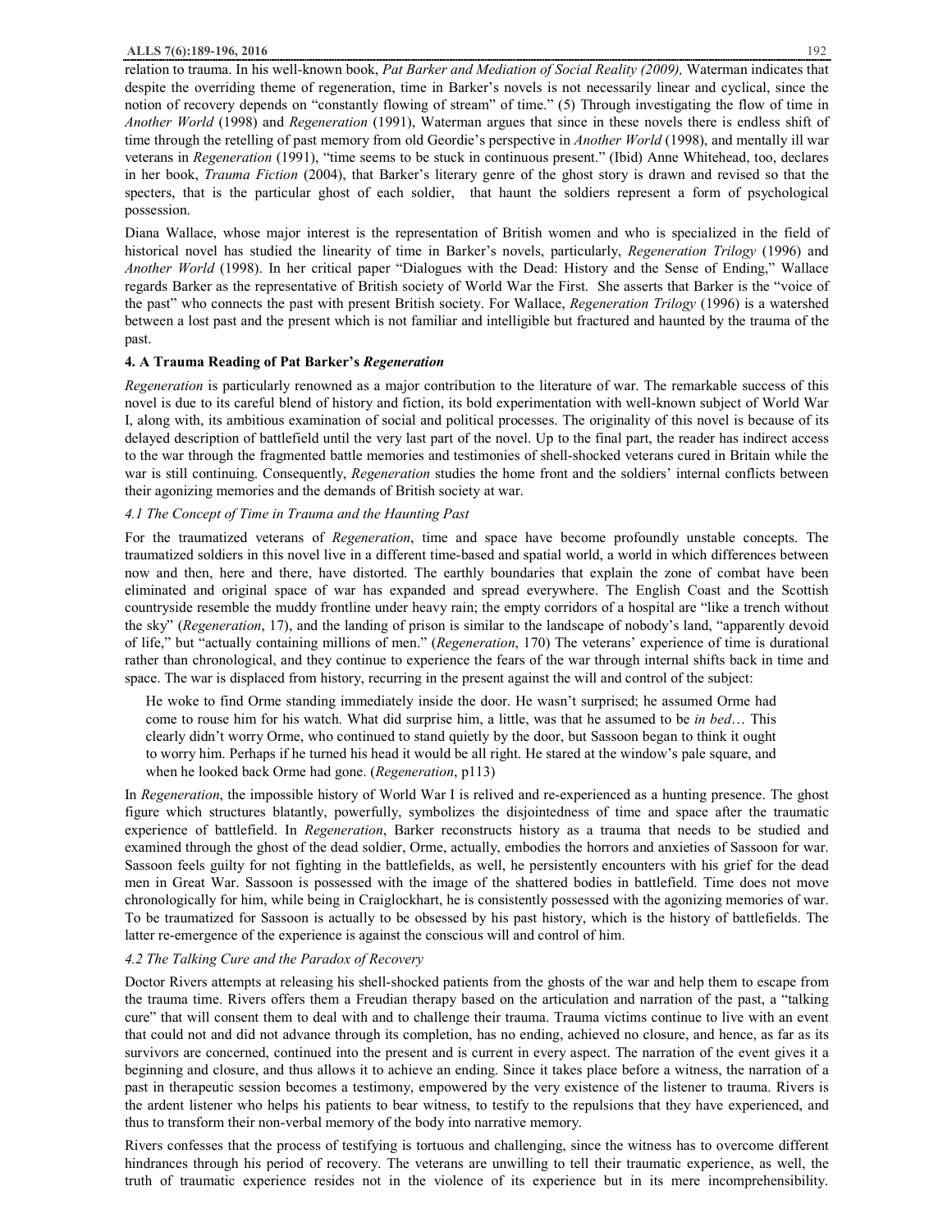relation to trauma. In his well-known book, *Pat Barker and Mediation of Social Reality (2009),* Waterman indicates that despite the overriding theme of regeneration, time in Barker's novels is not necessarily linear and cyclical, since the notion of recovery depends on "constantly flowing of stream" of time." (5) Through investigating the flow of time in *Another World* (1998) and *Regeneration* (1991), Waterman argues that since in these novels there is endless shift of time through the retelling of past memory from old Geordie's perspective in *Another World* (1998), and mentally ill war veterans in *Regeneration* (1991), "time seems to be stuck in continuous present." (Ibid) Anne Whitehead, too, declares in her book, *Trauma Fiction* (2004), that Barker's literary genre of the ghost story is drawn and revised so that the specters, that is the particular ghost of each soldier, that haunt the soldiers represent a form of psychological possession.

Diana Wallace, whose major interest is the representation of British women and who is specialized in the field of historical novel has studied the linearity of time in Barker's novels, particularly, *Regeneration Trilogy* (1996) and *Another World* (1998). In her critical paper "Dialogues with the Dead: History and the Sense of Ending," Wallace regards Barker as the representative of British society of World War the First. She asserts that Barker is the "voice of the past" who connects the past with present British society. For Wallace, *Regeneration Trilogy* (1996) is a watershed between a lost past and the present which is not familiar and intelligible but fractured and haunted by the trauma of the past.

## 4. A Trauma Reading of Pat Barker's *Regeneration*

*Regeneration* is particularly renowned as a major contribution to the literature of war. The remarkable success of this novel is due to its careful blend of history and fiction, its bold experimentation with well-known subject of World War I, along with, its ambitious examination of social and political processes. The originality of this novel is because of its delayed description of battlefield until the very last part of the novel. Up to the final part, the reader has indirect access to the war through the fragmented battle memories and testimonies of shell-shocked veterans cured in Britain while the war is still continuing. Consequently, *Regeneration* studies the home front and the soldiers' internal conflicts between their agonizing memories and the demands of British society at war.

### *4.1 The Concept of Time in Trauma and the Haunting Past*

For the traumatized veterans of *Regeneration*, time and space have become profoundly unstable concepts. The traumatized soldiers in this novel live in a different time-based and spatial world, a world in which differences between now and then, here and there, have distorted. The earthly boundaries that explain the zone of combat have been eliminated and original space of war has expanded and spread everywhere. The English Coast and the Scottish countryside resemble the muddy frontline under heavy rain; the empty corridors of a hospital are "like a trench without the sky" (*Regeneration*, 17), and the landing of prison is similar to the landscape of nobody's land, "apparently devoid of life," but "actually containing millions of men." (*Regeneration*, 170) The veterans' experience of time is durational rather than chronological, and they continue to experience the fears of the war through internal shifts back in time and space. The war is displaced from history, recurring in the present against the will and control of the subject:

> He woke to find Orme standing immediately inside the door. He wasn't surprised; he assumed Orme had come to rouse him for his watch. What did surprise him, a little, was that he assumed to be *in bed*… This clearly didn't worry Orme, who continued to stand quietly by the door, but Sassoon began to think it ought to worry him. Perhaps if he turned his head it would be all right. He stared at the window's pale square, and when he looked back Orme had gone. (*Regeneration*, p113)

In *Regeneration*, the impossible history of World War I is relived and re-experienced as a hunting presence. The ghost figure which structures blatantly, powerfully, symbolizes the disjointedness of time and space after the traumatic experience of battlefield. In *Regeneration*, Barker reconstructs history as a trauma that needs to be studied and examined through the ghost of the dead soldier, Orme, actually, embodies the horrors and anxieties of Sassoon for war. Sassoon feels guilty for not fighting in the battlefields, as well, he persistently encounters with his grief for the dead men in Great War. Sassoon is possessed with the image of the shattered bodies in battlefield. Time does not move chronologically for him, while being in Craiglockhart, he is consistently possessed with the agonizing memories of war. To be traumatized for Sassoon is actually to be obsessed by his past history, which is the history of battlefields. The latter re-emergence of the experience is against the conscious will and control of him.

### *4.2 The Talking Cure and the Paradox of Recovery*

Doctor Rivers attempts at releasing his shell-shocked patients from the ghosts of the war and help them to escape from the trauma time. Rivers offers them a Freudian therapy based on the articulation and narration of the past, a "talking cure" that will consent them to deal with and to challenge their trauma. Trauma victims continue to live with an event that could not and did not advance through its completion, has no ending, achieved no closure, and hence, as far as its survivors are concerned, continued into the present and is current in every aspect. The narration of the event gives it a beginning and closure, and thus allows it to achieve an ending. Since it takes place before a witness, the narration of a past in therapeutic session becomes a testimony, empowered by the very existence of the listener to trauma. Rivers is the ardent listener who helps his patients to bear witness, to testify to the repulsions that they have experienced, and thus to transform their non-verbal memory of the body into narrative memory.

Rivers confesses that the process of testifying is tortuous and challenging, since the witness has to overcome different hindrances through his period of recovery. The veterans are unwilling to tell their traumatic experience, as well, the truth of traumatic experience resides not in the violence of its experience but in its mere incomprehensibility.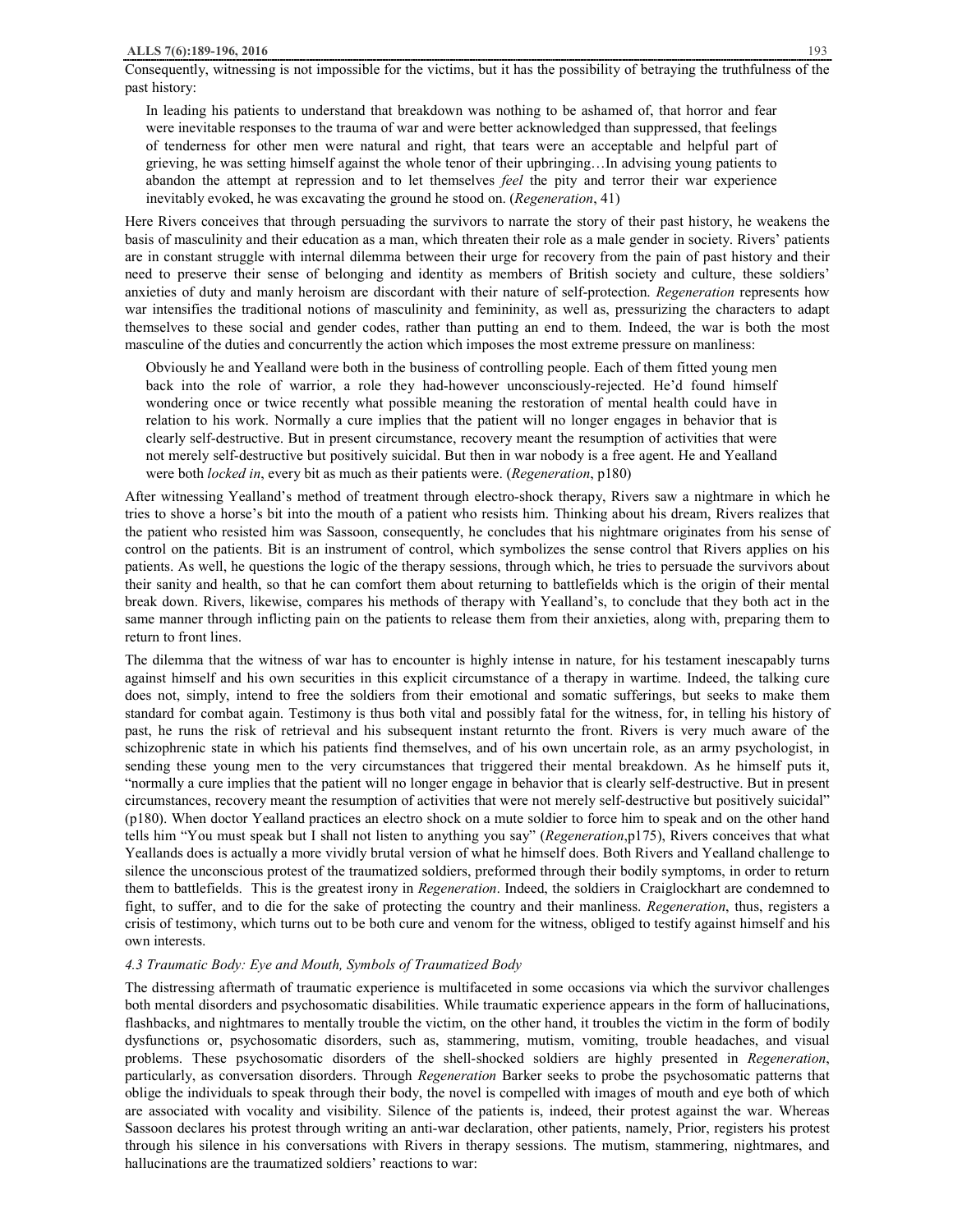Consequently, witnessing is not impossible for the victims, but it has the possibility of betraying the truthfulness of the past history:

> In leading his patients to understand that breakdown was nothing to be ashamed of, that horror and fear were inevitable responses to the trauma of war and were better acknowledged than suppressed, that feelings of tenderness for other men were natural and right, that tears were an acceptable and helpful part of grieving, he was setting himself against the whole tenor of their upbringing…In advising young patients to abandon the attempt at repression and to let themselves *feel* the pity and terror their war experience inevitably evoked, he was excavating the ground he stood on. (*Regeneration*, 41)

Here Rivers conceives that through persuading the survivors to narrate the story of their past history, he weakens the basis of masculinity and their education as a man, which threaten their role as a male gender in society. Rivers' patients are in constant struggle with internal dilemma between their urge for recovery from the pain of past history and their need to preserve their sense of belonging and identity as members of British society and culture, these soldiers' anxieties of duty and manly heroism are discordant with their nature of self-protection. *Regeneration* represents how war intensifies the traditional notions of masculinity and femininity, as well as, pressurizing the characters to adapt themselves to these social and gender codes, rather than putting an end to them. Indeed, the war is both the most masculine of the duties and concurrently the action which imposes the most extreme pressure on manliness:

> Obviously he and Yealland were both in the business of controlling people. Each of them fitted young men back into the role of warrior, a role they had-however unconsciously-rejected. He'd found himself wondering once or twice recently what possible meaning the restoration of mental health could have in relation to his work. Normally a cure implies that the patient will no longer engages in behavior that is clearly self-destructive. But in present circumstance, recovery meant the resumption of activities that were not merely self-destructive but positively suicidal. But then in war nobody is a free agent. He and Yealland were both *locked in*, every bit as much as their patients were. (*Regeneration*, p180)

After witnessing Yealland's method of treatment through electro-shock therapy, Rivers saw a nightmare in which he tries to shove a horse's bit into the mouth of a patient who resists him. Thinking about his dream, Rivers realizes that the patient who resisted him was Sassoon, consequently, he concludes that his nightmare originates from his sense of control on the patients. Bit is an instrument of control, which symbolizes the sense control that Rivers applies on his patients. As well, he questions the logic of the therapy sessions, through which, he tries to persuade the survivors about their sanity and health, so that he can comfort them about returning to battlefields which is the origin of their mental break down. Rivers, likewise, compares his methods of therapy with Yealland's, to conclude that they both act in the same manner through inflicting pain on the patients to release them from their anxieties, along with, preparing them to return to front lines.

The dilemma that the witness of war has to encounter is highly intense in nature, for his testament inescapably turns against himself and his own securities in this explicit circumstance of a therapy in wartime. Indeed, the talking cure does not, simply, intend to free the soldiers from their emotional and somatic sufferings, but seeks to make them standard for combat again. Testimony is thus both vital and possibly fatal for the witness, for, in telling his history of past, he runs the risk of retrieval and his subsequent instant returnto the front. Rivers is very much aware of the schizophrenic state in which his patients find themselves, and of his own uncertain role, as an army psychologist, in sending these young men to the very circumstances that triggered their mental breakdown. As he himself puts it, "normally a cure implies that the patient will no longer engage in behavior that is clearly self-destructive. But in present circumstances, recovery meant the resumption of activities that were not merely self-destructive but positively suicidal" (p180). When doctor Yealland practices an electro shock on a mute soldier to force him to speak and on the other hand tells him "You must speak but I shall not listen to anything you say" (*Regeneration*,p175), Rivers conceives that what Yeallands does is actually a more vividly brutal version of what he himself does. Both Rivers and Yealland challenge to silence the unconscious protest of the traumatized soldiers, preformed through their bodily symptoms, in order to return them to battlefields. This is the greatest irony in *Regeneration*. Indeed, the soldiers in Craiglockhart are condemned to fight, to suffer, and to die for the sake of protecting the country and their manliness. *Regeneration*, thus, registers a crisis of testimony, which turns out to be both cure and venom for the witness, obliged to testify against himself and his own interests.

### *4.3 Traumatic Body: Eye and Mouth, Symbols of Traumatized Body*

The distressing aftermath of traumatic experience is multifaceted in some occasions via which the survivor challenges both mental disorders and psychosomatic disabilities. While traumatic experience appears in the form of hallucinations, flashbacks, and nightmares to mentally trouble the victim, on the other hand, it troubles the victim in the form of bodily dysfunctions or, psychosomatic disorders, such as, stammering, mutism, vomiting, trouble headaches, and visual problems. These psychosomatic disorders of the shell-shocked soldiers are highly presented in *Regeneration*, particularly, as conversation disorders. Through *Regeneration* Barker seeks to probe the psychosomatic patterns that oblige the individuals to speak through their body, the novel is compelled with images of mouth and eye both of which are associated with vocality and visibility. Silence of the patients is, indeed, their protest against the war. Whereas Sassoon declares his protest through writing an anti-war declaration, other patients, namely, Prior, registers his protest through his silence in his conversations with Rivers in therapy sessions. The mutism, stammering, nightmares, and hallucinations are the traumatized soldiers' reactions to war: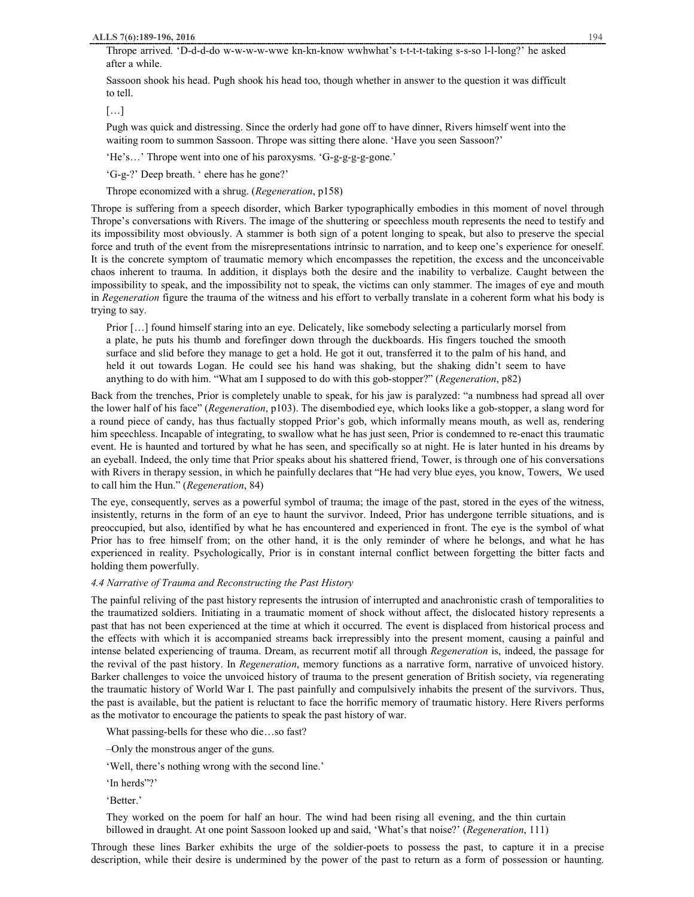Thrope arrived. 'D-d-d-do w-w-w-w-wwe kn-kn-know wwhwhat's t-t-t-t-taking s-s-so l-l-long?' he asked after a while.

Sassoon shook his head. Pugh shook his head too, though whether in answer to the question it was difficult to tell.

[…]

Pugh was quick and distressing. Since the orderly had gone off to have dinner, Rivers himself went into the waiting room to summon Sassoon. Thrope was sitting there alone. 'Have you seen Sassoon?'

'He's…' Thrope went into one of his paroxysms. 'G-g-g-g-g-gone.'

'G-g-?' Deep breath. ' ehere has he gone?'

Thrope economized with a shrug. (*Regeneration*, p158)

Thrope is suffering from a speech disorder, which Barker typographically embodies in this moment of novel through Thrope's conversations with Rivers. The image of the shuttering or speechless mouth represents the need to testify and its impossibility most obviously. A stammer is both sign of a potent longing to speak, but also to preserve the special force and truth of the event from the misrepresentations intrinsic to narration, and to keep one's experience for oneself. It is the concrete symptom of traumatic memory which encompasses the repetition, the excess and the unconceivable chaos inherent to trauma. In addition, it displays both the desire and the inability to verbalize. Caught between the impossibility to speak, and the impossibility not to speak, the victims can only stammer. The images of eye and mouth in *Regeneration* figure the trauma of the witness and his effort to verbally translate in a coherent form what his body is trying to say.

Prior […] found himself staring into an eye. Delicately, like somebody selecting a particularly morsel from a plate, he puts his thumb and forefinger down through the duckboards. His fingers touched the smooth surface and slid before they manage to get a hold. He got it out, transferred it to the palm of his hand, and held it out towards Logan. He could see his hand was shaking, but the shaking didn't seem to have anything to do with him. "What am I supposed to do with this gob-stopper?" (*Regeneration*, p82)

Back from the trenches, Prior is completely unable to speak, for his jaw is paralyzed: "a numbness had spread all over the lower half of his face" (*Regeneration*, p103). The disembodied eye, which looks like a gob-stopper, a slang word for a round piece of candy, has thus factually stopped Prior's gob, which informally means mouth, as well as, rendering him speechless. Incapable of integrating, to swallow what he has just seen, Prior is condemned to re-enact this traumatic event. He is haunted and tortured by what he has seen, and specifically so at night. He is later hunted in his dreams by an eyeball. Indeed, the only time that Prior speaks about his shattered friend, Tower, is through one of his conversations with Rivers in therapy session, in which he painfully declares that "He had very blue eyes, you know, Towers, We used to call him the Hun." (*Regeneration*, 84)

The eye, consequently, serves as a powerful symbol of trauma; the image of the past, stored in the eyes of the witness, insistently, returns in the form of an eye to haunt the survivor. Indeed, Prior has undergone terrible situations, and is preoccupied, but also, identified by what he has encountered and experienced in front. The eye is the symbol of what Prior has to free himself from; on the other hand, it is the only reminder of where he belongs, and what he has experienced in reality. Psychologically, Prior is in constant internal conflict between forgetting the bitter facts and holding them powerfully.

### *4.4 Narrative of Trauma and Reconstructing the Past History*

The painful reliving of the past history represents the intrusion of interrupted and anachronistic crash of temporalities to the traumatized soldiers. Initiating in a traumatic moment of shock without affect, the dislocated history represents a past that has not been experienced at the time at which it occurred. The event is displaced from historical process and the effects with which it is accompanied streams back irrepressibly into the present moment, causing a painful and intense belated experiencing of trauma. Dream, as recurrent motif all through *Regeneration* is, indeed, the passage for the revival of the past history. In *Regeneration*, memory functions as a narrative form, narrative of unvoiced history. Barker challenges to voice the unvoiced history of trauma to the present generation of British society, via regenerating the traumatic history of World War I. The past painfully and compulsively inhabits the present of the survivors. Thus, the past is available, but the patient is reluctant to face the horrific memory of traumatic history. Here Rivers performs as the motivator to encourage the patients to speak the past history of war.

What passing-bells for these who die…so fast?

–Only the monstrous anger of the guns.

'Well, there's nothing wrong with the second line.'

'In herds"?'

'Better.'

They worked on the poem for half an hour. The wind had been rising all evening, and the thin curtain billowed in draught. At one point Sassoon looked up and said, 'What's that noise?' (*Regeneration*, 111)

Through these lines Barker exhibits the urge of the soldier-poets to possess the past, to capture it in a precise description, while their desire is undermined by the power of the past to return as a form of possession or haunting.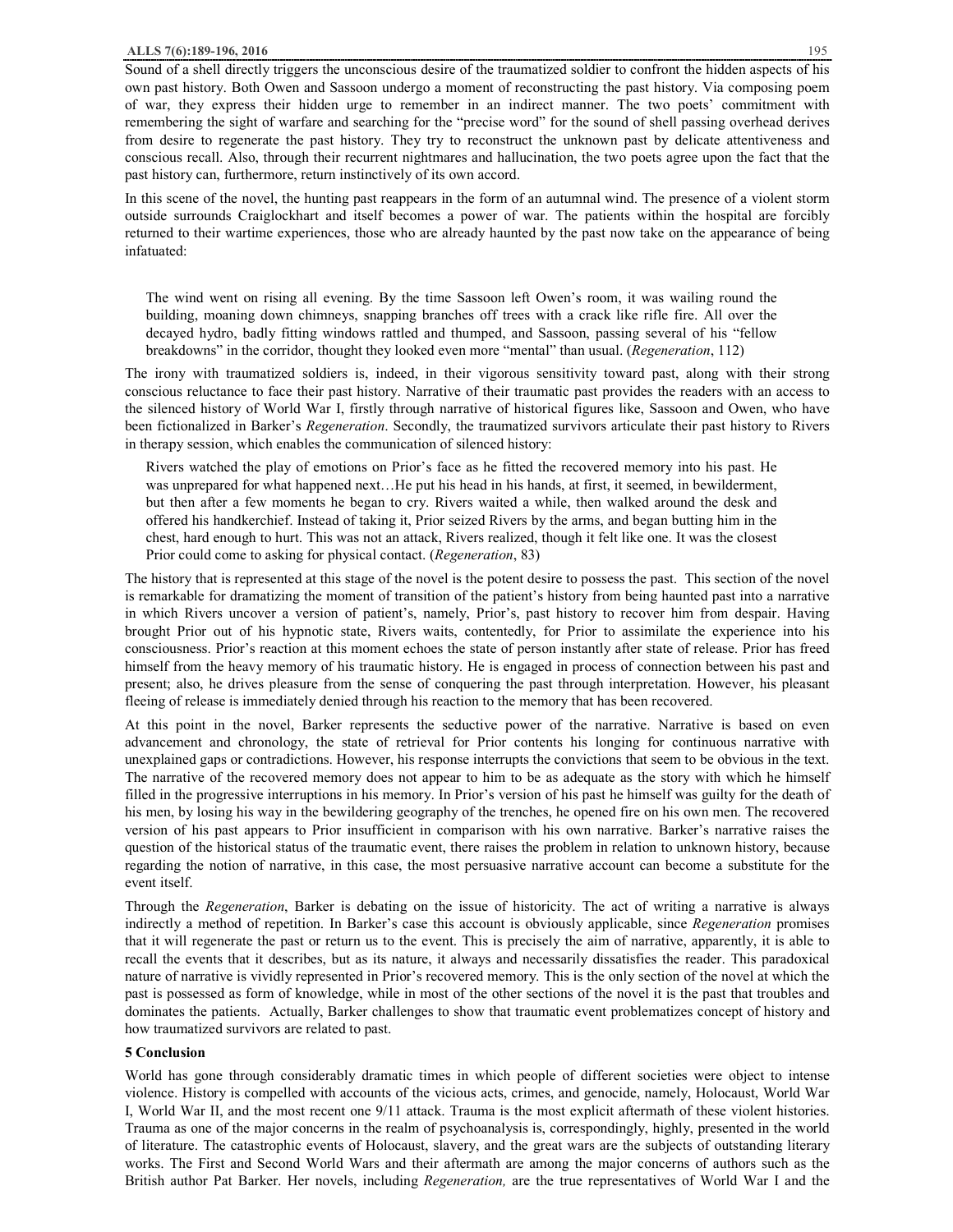Sound of a shell directly triggers the unconscious desire of the traumatized soldier to confront the hidden aspects of his own past history. Both Owen and Sassoon undergo a moment of reconstructing the past history. Via composing poem of war, they express their hidden urge to remember in an indirect manner. The two poets' commitment with remembering the sight of warfare and searching for the "precise word" for the sound of shell passing overhead derives from desire to regenerate the past history. They try to reconstruct the unknown past by delicate attentiveness and conscious recall. Also, through their recurrent nightmares and hallucination, the two poets agree upon the fact that the past history can, furthermore, return instinctively of its own accord.

In this scene of the novel, the hunting past reappears in the form of an autumnal wind. The presence of a violent storm outside surrounds Craiglockhart and itself becomes a power of war. The patients within the hospital are forcibly returned to their wartime experiences, those who are already haunted by the past now take on the appearance of being infatuated:

> The wind went on rising all evening. By the time Sassoon left Owen's room, it was wailing round the building, moaning down chimneys, snapping branches off trees with a crack like rifle fire. All over the decayed hydro, badly fitting windows rattled and thumped, and Sassoon, passing several of his "fellow breakdowns" in the corridor, thought they looked even more "mental" than usual. (*Regeneration*, 112)

The irony with traumatized soldiers is, indeed, in their vigorous sensitivity toward past, along with their strong conscious reluctance to face their past history. Narrative of their traumatic past provides the readers with an access to the silenced history of World War I, firstly through narrative of historical figures like, Sassoon and Owen, who have been fictionalized in Barker's *Regeneration*. Secondly, the traumatized survivors articulate their past history to Rivers in therapy session, which enables the communication of silenced history:

> Rivers watched the play of emotions on Prior's face as he fitted the recovered memory into his past. He was unprepared for what happened next…He put his head in his hands, at first, it seemed, in bewilderment, but then after a few moments he began to cry. Rivers waited a while, then walked around the desk and offered his handkerchief. Instead of taking it, Prior seized Rivers by the arms, and began butting him in the chest, hard enough to hurt. This was not an attack, Rivers realized, though it felt like one. It was the closest Prior could come to asking for physical contact. (*Regeneration*, 83)

The history that is represented at this stage of the novel is the potent desire to possess the past. This section of the novel is remarkable for dramatizing the moment of transition of the patient's history from being haunted past into a narrative in which Rivers uncover a version of patient's, namely, Prior's, past history to recover him from despair. Having brought Prior out of his hypnotic state, Rivers waits, contentedly, for Prior to assimilate the experience into his consciousness. Prior's reaction at this moment echoes the state of person instantly after state of release. Prior has freed himself from the heavy memory of his traumatic history. He is engaged in process of connection between his past and present; also, he drives pleasure from the sense of conquering the past through interpretation. However, his pleasant fleeing of release is immediately denied through his reaction to the memory that has been recovered.

At this point in the novel, Barker represents the seductive power of the narrative. Narrative is based on even advancement and chronology, the state of retrieval for Prior contents his longing for continuous narrative with unexplained gaps or contradictions. However, his response interrupts the convictions that seem to be obvious in the text. The narrative of the recovered memory does not appear to him to be as adequate as the story with which he himself filled in the progressive interruptions in his memory. In Prior's version of his past he himself was guilty for the death of his men, by losing his way in the bewildering geography of the trenches, he opened fire on his own men. The recovered version of his past appears to Prior insufficient in comparison with his own narrative. Barker's narrative raises the question of the historical status of the traumatic event, there raises the problem in relation to unknown history, because regarding the notion of narrative, in this case, the most persuasive narrative account can become a substitute for the event itself.

Through the *Regeneration*, Barker is debating on the issue of historicity. The act of writing a narrative is always indirectly a method of repetition. In Barker's case this account is obviously applicable, since *Regeneration* promises that it will regenerate the past or return us to the event. This is precisely the aim of narrative, apparently, it is able to recall the events that it describes, but as its nature, it always and necessarily dissatisfies the reader. This paradoxical nature of narrative is vividly represented in Prior's recovered memory. This is the only section of the novel at which the past is possessed as form of knowledge, while in most of the other sections of the novel it is the past that troubles and dominates the patients. Actually, Barker challenges to show that traumatic event problematizes concept of history and how traumatized survivors are related to past.

## 5 Conclusion

World has gone through considerably dramatic times in which people of different societies were object to intense violence. History is compelled with accounts of the vicious acts, crimes, and genocide, namely, Holocaust, World War I, World War II, and the most recent one 9/11 attack. Trauma is the most explicit aftermath of these violent histories. Trauma as one of the major concerns in the realm of psychoanalysis is, correspondingly, highly, presented in the world of literature. The catastrophic events of Holocaust, slavery, and the great wars are the subjects of outstanding literary works. The First and Second World Wars and their aftermath are among the major concerns of authors such as the British author Pat Barker. Her novels, including *Regeneration,* are the true representatives of World War I and the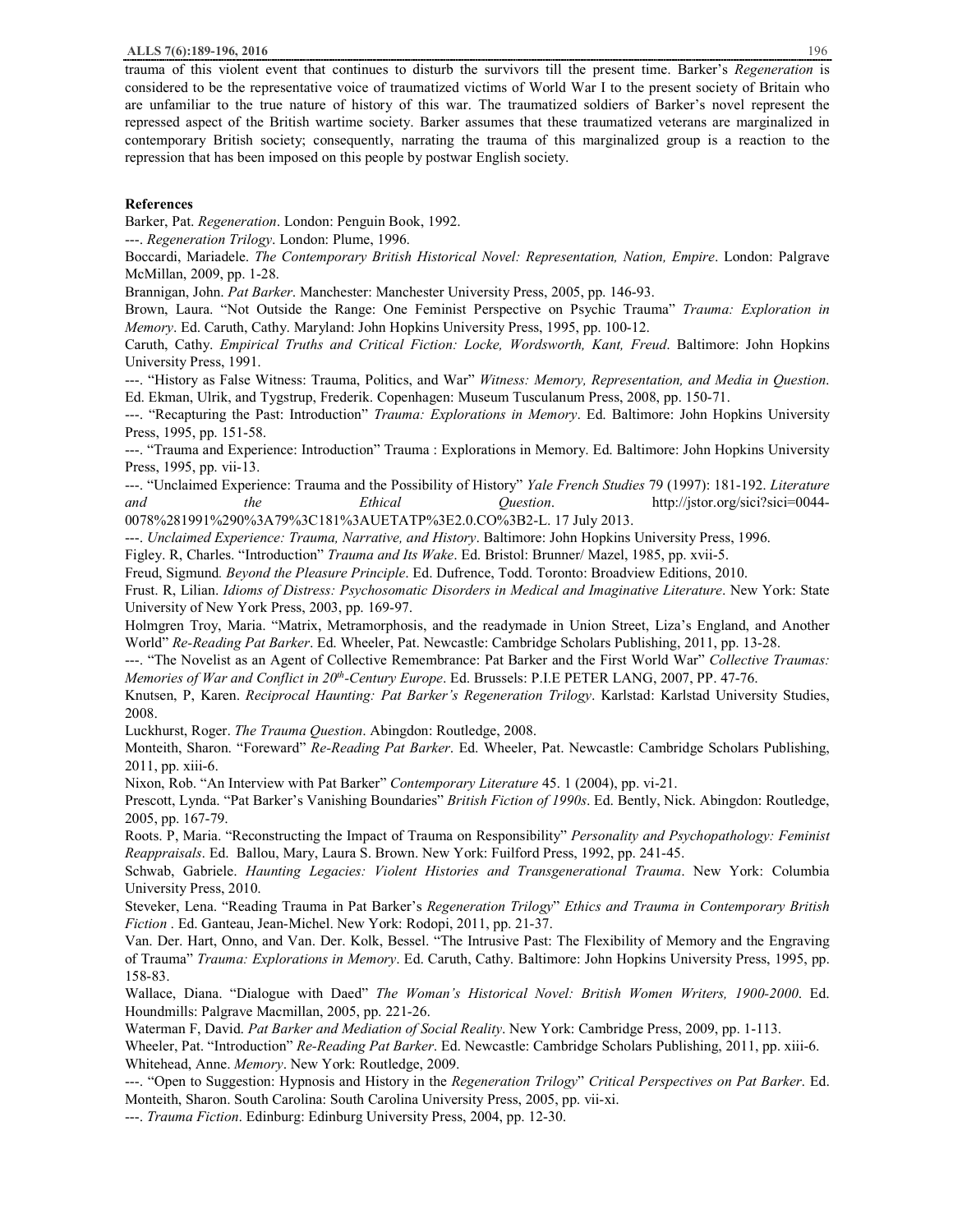trauma of this violent event that continues to disturb the survivors till the present time. Barker's *Regeneration* is considered to be the representative voice of traumatized victims of World War I to the present society of Britain who are unfamiliar to the true nature of history of this war. The traumatized soldiers of Barker's novel represent the repressed aspect of the British wartime society. Barker assumes that these traumatized veterans are marginalized in contemporary British society; consequently, narrating the trauma of this marginalized group is a reaction to the repression that has been imposed on this people by postwar English society.

**References**

Barker, Pat. *Regeneration*. London: Penguin Book, 1992.

---. *Regeneration Trilogy*. London: Plume, 1996.

Boccardi, Mariadele. *The Contemporary British Historical Novel: Representation, Nation, Empire*. London: Palgrave McMillan, 2009, pp. 1-28.

Brannigan, John. *Pat Barker*. Manchester: Manchester University Press, 2005, pp. 146-93.

Brown, Laura. "Not Outside the Range: One Feminist Perspective on Psychic Trauma" *Trauma: Exploration in Memory*. Ed. Caruth, Cathy. Maryland: John Hopkins University Press, 1995, pp. 100-12.

Caruth, Cathy. *Empirical Truths and Critical Fiction: Locke, Wordsworth, Kant, Freud*. Baltimore: John Hopkins University Press, 1991.

---. "History as False Witness: Trauma, Politics, and War" *Witness: Memory, Representation, and Media in Question*. Ed. Ekman, Ulrik, and Tygstrup, Frederik. Copenhagen: Museum Tusculanum Press, 2008, pp. 150-71.

---. "Recapturing the Past: Introduction" *Trauma: Explorations in Memory*. Ed. Baltimore: John Hopkins University Press, 1995, pp. 151-58.

---. "Trauma and Experience: Introduction" Trauma : Explorations in Memory. Ed. Baltimore: John Hopkins University Press, 1995, pp. vii-13.

---. "Unclaimed Experience: Trauma and the Possibility of History" *Yale French Studies* 79 (1997): 181-192. *Literature and the Ethical Question*. http://jstor.org/sici?sici=0044-0078%281991%290%3A79%3C181%3AUETATP%3E2.0.CO%3B2-L. 17 July 2013.

---. *Unclaimed Experience: Trauma, Narrative, and History*. Baltimore: John Hopkins University Press, 1996.

Figley. R, Charles. "Introduction" *Trauma and Its Wake*. Ed. Bristol: Brunner/ Mazel, 1985, pp. xvii-5.

Freud, Sigmund. *Beyond the Pleasure Principle*. Ed. Dufrence, Todd. Toronto: Broadview Editions, 2010.

Frust. R, Lilian. *Idioms of Distress: Psychosomatic Disorders in Medical and Imaginative Literature*. New York: State University of New York Press, 2003, pp. 169-97.

Holmgren Troy, Maria. "Matrix, Metramorphosis, and the readymade in Union Street, Liza's England, and Another World" *Re-Reading Pat Barker*. Ed. Wheeler, Pat. Newcastle: Cambridge Scholars Publishing, 2011, pp. 13-28.

---. "The Novelist as an Agent of Collective Remembrance: Pat Barker and the First World War" *Collective Traumas: Memories of War and Conflict in 20th-Century Europe*. Ed. Brussels: P.I.E PETER LANG, 2007, PP. 47-76.

Knutsen, P, Karen. *Reciprocal Haunting: Pat Barker's Regeneration Trilogy*. Karlstad: Karlstad University Studies, 2008.

Luckhurst, Roger. *The Trauma Question*. Abingdon: Routledge, 2008.

Monteith, Sharon. "Foreward" *Re-Reading Pat Barker*. Ed. Wheeler, Pat. Newcastle: Cambridge Scholars Publishing, 2011, pp. xiii-6.

Nixon, Rob. "An Interview with Pat Barker" *Contemporary Literature* 45. 1 (2004), pp. vi-21.

Prescott, Lynda. "Pat Barker's Vanishing Boundaries" *British Fiction of 1990s*. Ed. Bently, Nick. Abingdon: Routledge, 2005, pp. 167-79.

Roots. P, Maria. "Reconstructing the Impact of Trauma on Responsibility" *Personality and Psychopathology: Feminist Reappraisals*. Ed. Ballou, Mary, Laura S. Brown. New York: Fuilford Press, 1992, pp. 241-45.

Schwab, Gabriele. *Haunting Legacies: Violent Histories and Transgenerational Trauma*. New York: Columbia University Press, 2010.

Steveker, Lena. "Reading Trauma in Pat Barker's *Regeneration Trilogy*" *Ethics and Trauma in Contemporary British Fiction* . Ed. Ganteau, Jean-Michel. New York: Rodopi, 2011, pp. 21-37.

Van. Der. Hart, Onno, and Van. Der. Kolk, Bessel. "The Intrusive Past: The Flexibility of Memory and the Engraving of Trauma" *Trauma: Explorations in Memory*. Ed. Caruth, Cathy. Baltimore: John Hopkins University Press, 1995, pp. 158-83.

Wallace, Diana. "Dialogue with Daed" *The Woman's Historical Novel: British Women Writers, 1900-2000*. Ed. Houndmills: Palgrave Macmillan, 2005, pp. 221-26.

Waterman F, David. *Pat Barker and Mediation of Social Reality*. New York: Cambridge Press, 2009, pp. 1-113.

Wheeler, Pat. "Introduction" *Re-Reading Pat Barker*. Ed. Newcastle: Cambridge Scholars Publishing, 2011, pp. xiii-6.

Whitehead, Anne. *Memory*. New York: Routledge, 2009.

---. "Open to Suggestion: Hypnosis and History in the *Regeneration Trilogy*" *Critical Perspectives on Pat Barker*. Ed. Monteith, Sharon. South Carolina: South Carolina University Press, 2005, pp. vii-xi.

---. *Trauma Fiction*. Edinburg: Edinburg University Press, 2004, pp. 12-30.